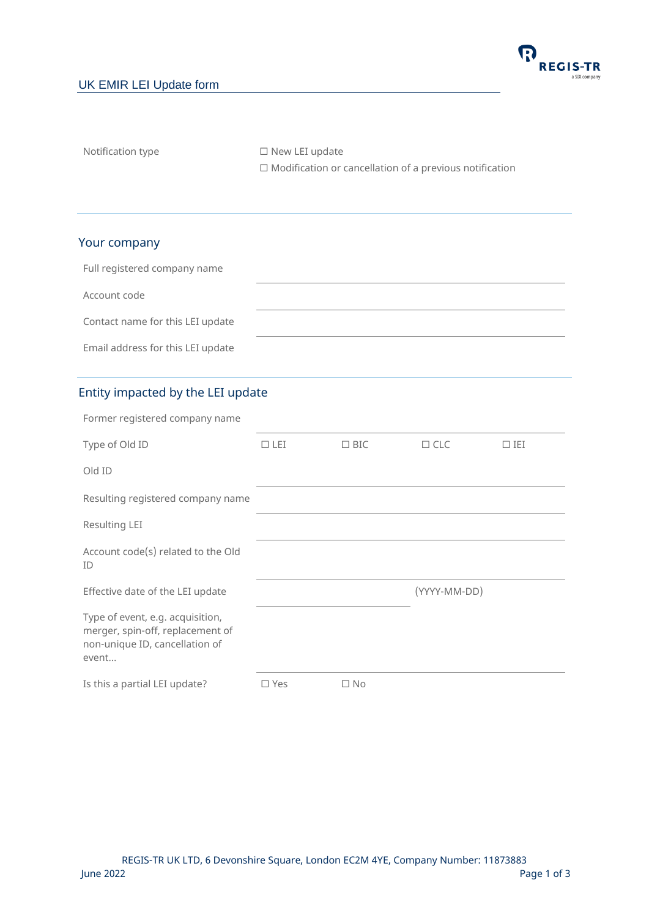## UK EMIR LEI Update form

| Notification type | ☐ New LEI update<br>☐ Modification or cancellation of a previous notification |
|---|---|

### Your company

| | |
|---|---|
| Full registered company name | |
| Account code | |
| Contact name for this LEI update | |
| Email address for this LEI update | |

### Entity impacted by the LEI update

| | | | | |
|---|---|---|---|---|
| Former registered company name | | | | |
| Type of Old ID | ☐ LEI | ☐ BIC | ☐ CLC | ☐ IEI |
| Old ID | | | | |
| Resulting registered company name | | | | |
| Resulting LEI | | | | |
| Account code(s) related to the Old ID | | | | |
| Effective date of the LEI update | | | (YYYY-MM-DD) | |
| Type of event, e.g. acquisition, merger, spin-off, replacement of non-unique ID, cancellation of event… | | | | |
| Is this a partial LEI update? | ☐ Yes | ☐ No | | |

REGIS-TR UK LTD, 6 Devonshire Square, London EC2M 4YE, Company Number: 11873883

June 2022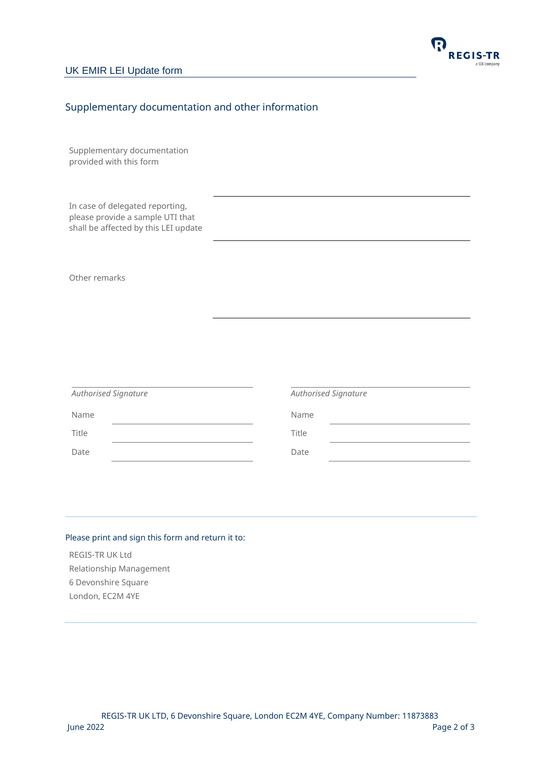## Supplementary documentation and other information

Supplementary documentation provided with this form

In case of delegated reporting, please provide a sample UTI that shall be affected by this LEI update

Other remarks

| *Authorised Signature* | | *Authorised Signature* | |
|---|---|---|---|
| Name | | Name | |
| Title | | Title | |
| Date | | Date | |

Please print and sign this form and return it to:

REGIS-TR UK Ltd
Relationship Management
6 Devonshire Square
London, EC2M 4YE

REGIS-TR UK LTD, 6 Devonshire Square, London EC2M 4YE, Company Number: 11873883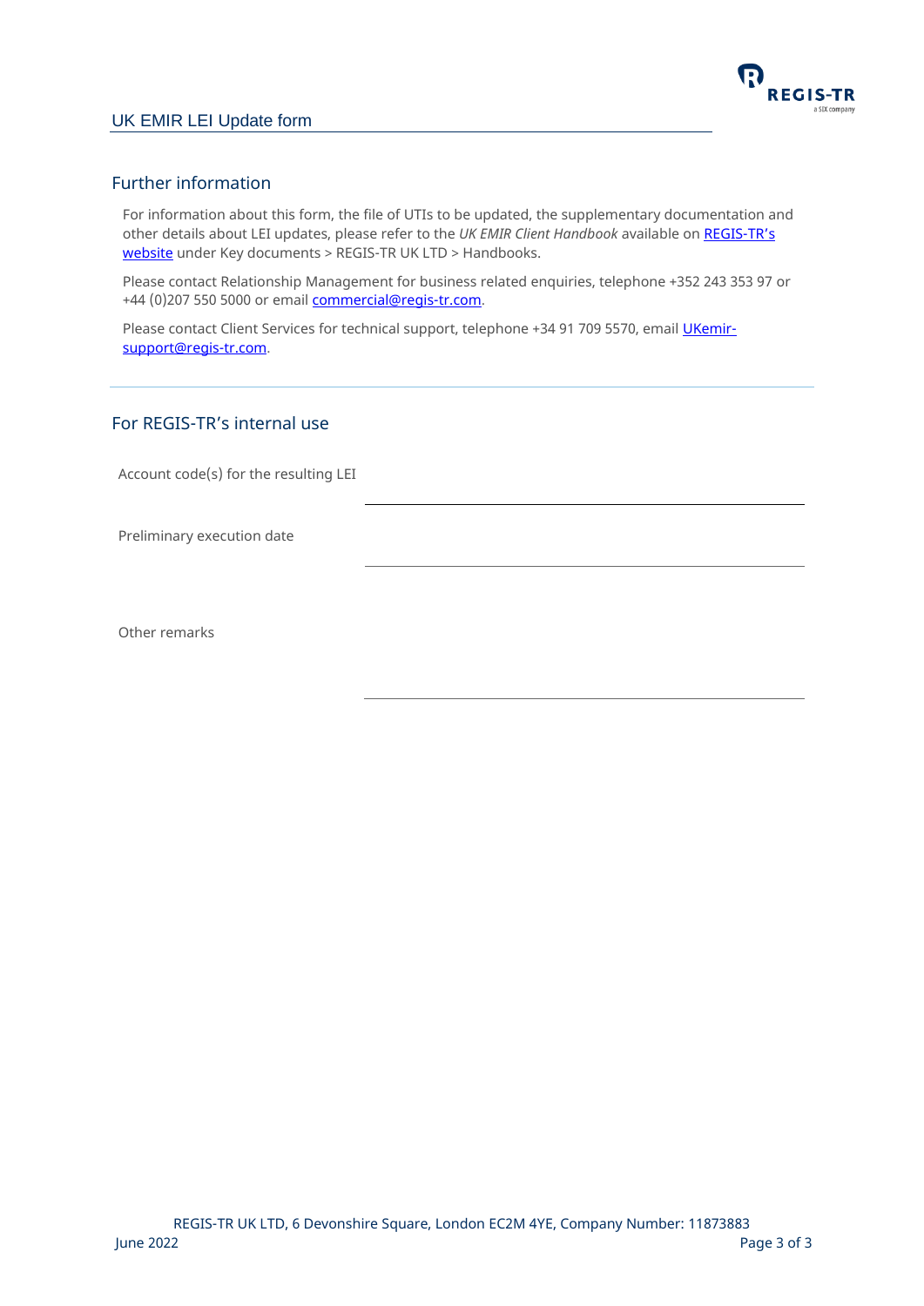## Further information

For information about this form, the file of UTIs to be updated, the supplementary documentation and other details about LEI updates, please refer to the *UK EMIR Client Handbook* available on [REGIS-TR's website] under Key documents > REGIS-TR UK LTD > Handbooks.

Please contact Relationship Management for business related enquiries, telephone +352 243 353 97 or +44 (0)207 550 5000 or email commercial@regis-tr.com.

Please contact Client Services for technical support, telephone +34 91 709 5570, email UKemir-support@regis-tr.com.

---

## For REGIS-TR's internal use

Account code(s) for the resulting LEI \_\_\_\_\_\_\_\_\_\_\_\_\_\_\_\_\_\_\_\_

Preliminary execution date \_\_\_\_\_\_\_\_\_\_\_\_\_\_\_\_\_\_\_\_

Other remarks \_\_\_\_\_\_\_\_\_\_\_\_\_\_\_\_\_\_\_\_

REGIS-TR UK LTD, 6 Devonshire Square, London EC2M 4YE, Company Number: 11873883

June 2022